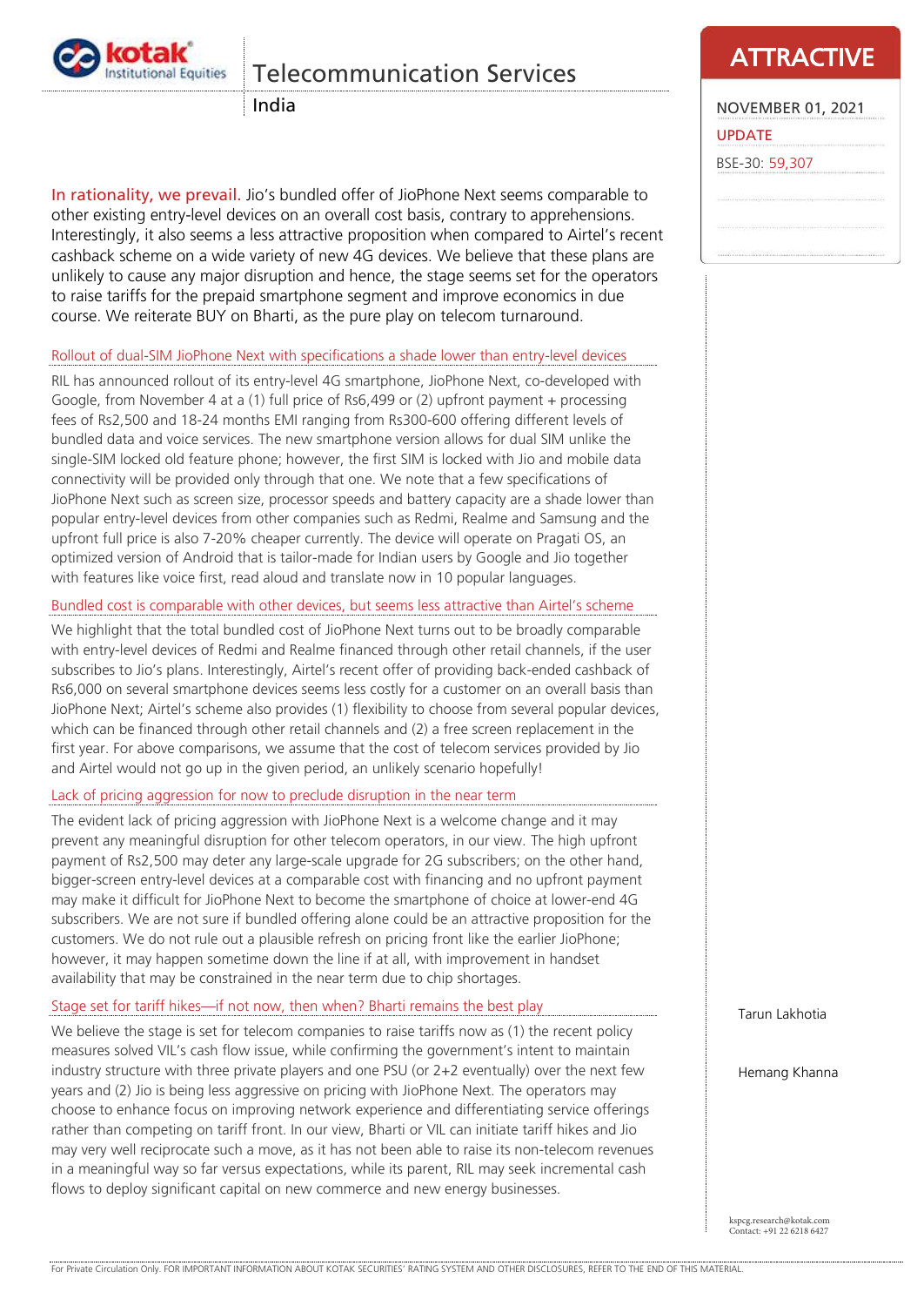# Telecommunication Services

India

**ATTRACTIVE**

NOVEMBER 01, 2021

UPDATE

BSE-30: 59,307

**In rationality, we prevail.** Jio's bundled offer of JioPhone Next seems comparable to other existing entry-level devices on an overall cost basis, contrary to apprehensions. Interestingly, it also seems a less attractive proposition when compared to Airtel's recent cashback scheme on a wide variety of new 4G devices. We believe that these plans are unlikely to cause any major disruption and hence, the stage seems set for the operators to raise tariffs for the prepaid smartphone segment and improve economics in due course. We reiterate BUY on Bharti, as the pure play on telecom turnaround.

## Rollout of dual-SIM JioPhone Next with specifications a shade lower than entry-level devices

RIL has announced rollout of its entry-level 4G smartphone, JioPhone Next, co-developed with Google, from November 4 at a (1) full price of Rs6,499 or (2) upfront payment + processing fees of Rs2,500 and 18-24 months EMI ranging from Rs300-600 offering different levels of bundled data and voice services. The new smartphone version allows for dual SIM unlike the single-SIM locked old feature phone; however, the first SIM is locked with Jio and mobile data connectivity will be provided only through that one. We note that a few specifications of JioPhone Next such as screen size, processor speeds and battery capacity are a shade lower than popular entry-level devices from other companies such as Redmi, Realme and Samsung and the upfront full price is also 7-20% cheaper currently. The device will operate on Pragati OS, an optimized version of Android that is tailor-made for Indian users by Google and Jio together with features like voice first, read aloud and translate now in 10 popular languages.

## Bundled cost is comparable with other devices, but seems less attractive than Airtel's scheme

We highlight that the total bundled cost of JioPhone Next turns out to be broadly comparable with entry-level devices of Redmi and Realme financed through other retail channels, if the user subscribes to Jio's plans. Interestingly, Airtel's recent offer of providing back-ended cashback of Rs6,000 on several smartphone devices seems less costly for a customer on an overall basis than JioPhone Next; Airtel's scheme also provides (1) flexibility to choose from several popular devices, which can be financed through other retail channels and (2) a free screen replacement in the first year. For above comparisons, we assume that the cost of telecom services provided by Jio and Airtel would not go up in the given period, an unlikely scenario hopefully!

## Lack of pricing aggression for now to preclude disruption in the near term

The evident lack of pricing aggression with JioPhone Next is a welcome change and it may prevent any meaningful disruption for other telecom operators, in our view. The high upfront payment of Rs2,500 may deter any large-scale upgrade for 2G subscribers; on the other hand, bigger-screen entry-level devices at a comparable cost with financing and no upfront payment may make it difficult for JioPhone Next to become the smartphone of choice at lower-end 4G subscribers. We are not sure if bundled offering alone could be an attractive proposition for the customers. We do not rule out a plausible refresh on pricing front like the earlier JioPhone; however, it may happen sometime down the line if at all, with improvement in handset availability that may be constrained in the near term due to chip shortages.

## Stage set for tariff hikes—if not now, then when? Bharti remains the best play

We believe the stage is set for telecom companies to raise tariffs now as (1) the recent policy measures solved VIL's cash flow issue, while confirming the government's intent to maintain industry structure with three private players and one PSU (or 2+2 eventually) over the next few years and (2) Jio is being less aggressive on pricing with JioPhone Next. The operators may choose to enhance focus on improving network experience and differentiating service offerings rather than competing on tariff front. In our view, Bharti or VIL can initiate tariff hikes and Jio may very well reciprocate such a move, as it has not been able to raise its non-telecom revenues in a meaningful way so far versus expectations, while its parent, RIL may seek incremental cash flows to deploy significant capital on new commerce and new energy businesses.

Tarun Lakhotia

Hemang Khanna

kspcg.research@kotak.com
Contact: +91 22 6218 6427

For Private Circulation Only. FOR IMPORTANT INFORMATION ABOUT KOTAK SECURITIES' RATING SYSTEM AND OTHER DISCLOSURES, REFER TO THE END OF THIS MATERIAL.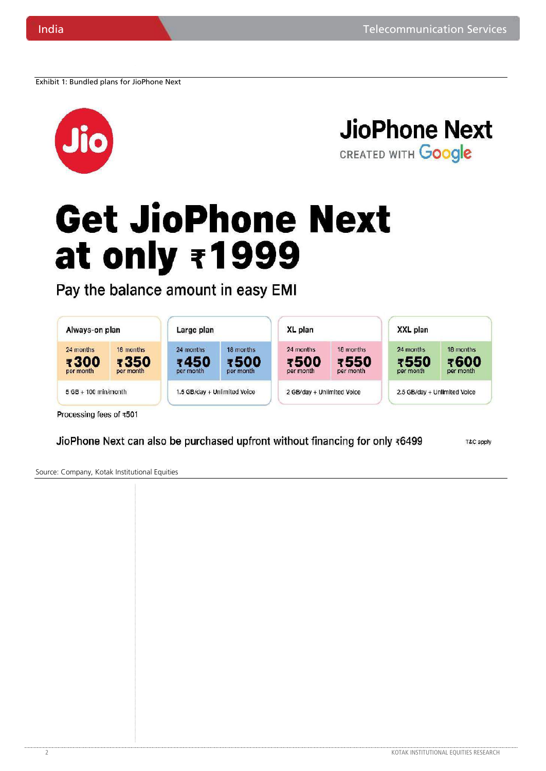Exhibit 1: Bundled plans for JioPhone Next

Jio

**JioPhone Next**
CREATED WITH Google

# Get JioPhone Next at only ₹1999

Pay the balance amount in easy EMI

| Always-on plan | | Large plan | | XL plan | | XXL plan | |
|---|---|---|---|---|---|---|---|
| 24 months | 18 months | 24 months | 18 months | 24 months | 18 months | 24 months | 18 months |
| ₹300 per month | ₹350 per month | ₹450 per month | ₹500 per month | ₹500 per month | ₹550 per month | ₹550 per month | ₹600 per month |
| 5 GB + 100 min/month | | 1.5 GB/day + Unlimited Voice | | 2 GB/day + Unlimited Voice | | 2.5 GB/day + Unlimited Voice | |

Processing fees of ₹501

JioPhone Next can also be purchased upfront without financing for only ₹6499

T&C apply

Source: Company, Kotak Institutional Equities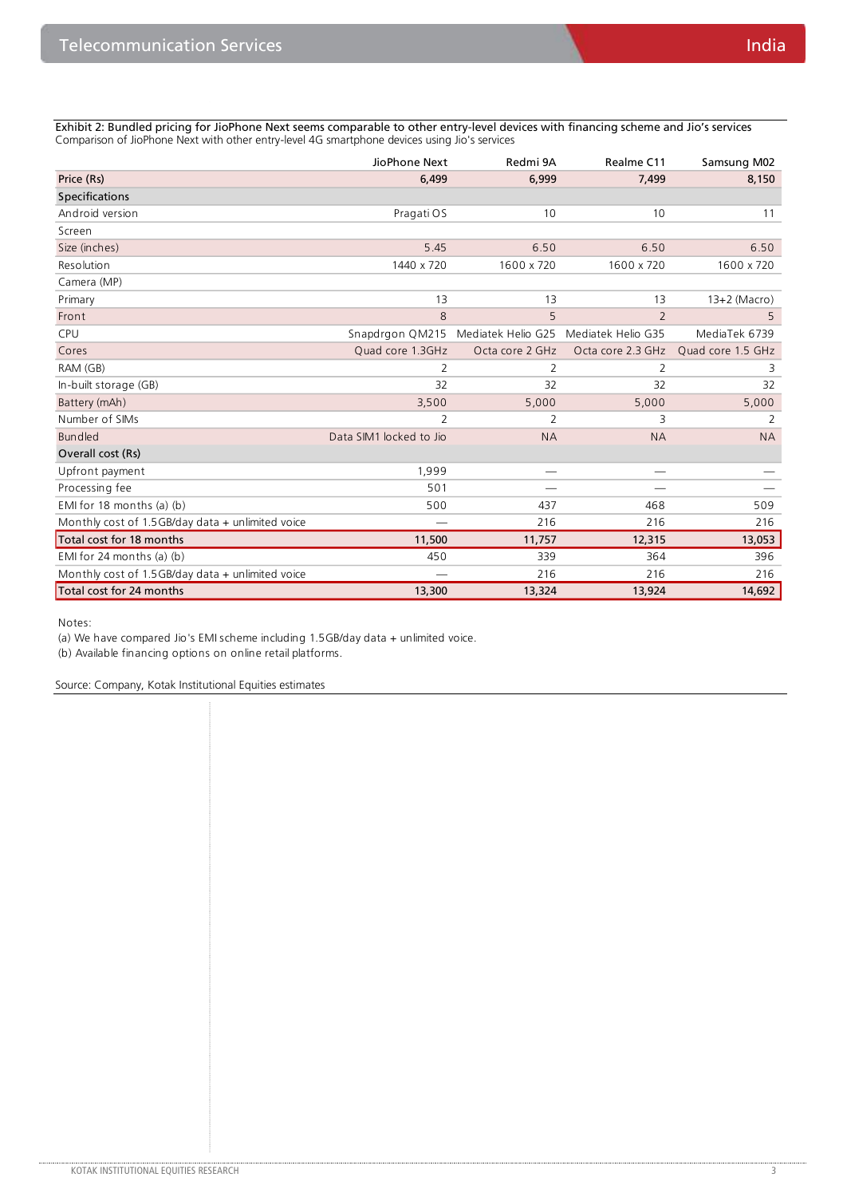Exhibit 2: Bundled pricing for JioPhone Next seems comparable to other entry-level devices with financing scheme and Jio's services

Comparison of JioPhone Next with other entry-level 4G smartphone devices using Jio's services

| | JioPhone Next | Redmi 9A | Realme C11 | Samsung M02 |
|---|---|---|---|---|
| **Price (Rs)** | **6,499** | **6,999** | **7,499** | **8,150** |
| **Specifications** | | | | |
| Android version | Pragati OS | 10 | 10 | 11 |
| Screen | | | | |
| Size (inches) | 5.45 | 6.50 | 6.50 | 6.50 |
| Resolution | 1440 x 720 | 1600 x 720 | 1600 x 720 | 1600 x 720 |
| Camera (MP) | | | | |
| Primary | 13 | 13 | 13 | 13+2 (Macro) |
| Front | 8 | 5 | 2 | 5 |
| CPU | Snapdrgon QM215 | Mediatek Helio G25 | Mediatek Helio G35 | MediaTek 6739 |
| Cores | Quad core 1.3GHz | Octa core 2 GHz | Octa core 2.3 GHz | Quad core 1.5 GHz |
| RAM (GB) | 2 | 2 | 2 | 3 |
| In-built storage (GB) | 32 | 32 | 32 | 32 |
| Battery (mAh) | 3,500 | 5,000 | 5,000 | 5,000 |
| Number of SIMs | 2 | 2 | 3 | 2 |
| Bundled | Data SIM1 locked to Jio | NA | NA | NA |
| **Overall cost (Rs)** | | | | |
| Upfront payment | 1,999 | — | — | — |
| Processing fee | 501 | — | — | — |
| EMI for 18 months (a) (b) | 500 | 437 | 468 | 509 |
| Monthly cost of 1.5GB/day data + unlimited voice | — | 216 | 216 | 216 |
| **Total cost for 18 months** | **11,500** | **11,757** | **12,315** | **13,053** |
| EMI for 24 months (a) (b) | 450 | 339 | 364 | 396 |
| Monthly cost of 1.5GB/day data + unlimited voice | — | 216 | 216 | 216 |
| **Total cost for 24 months** | **13,300** | **13,324** | **13,924** | **14,692** |

Notes:

(a) We have compared Jio's EMI scheme including 1.5GB/day data + unlimited voice.

(b) Available financing options on online retail platforms.

Source: Company, Kotak Institutional Equities estimates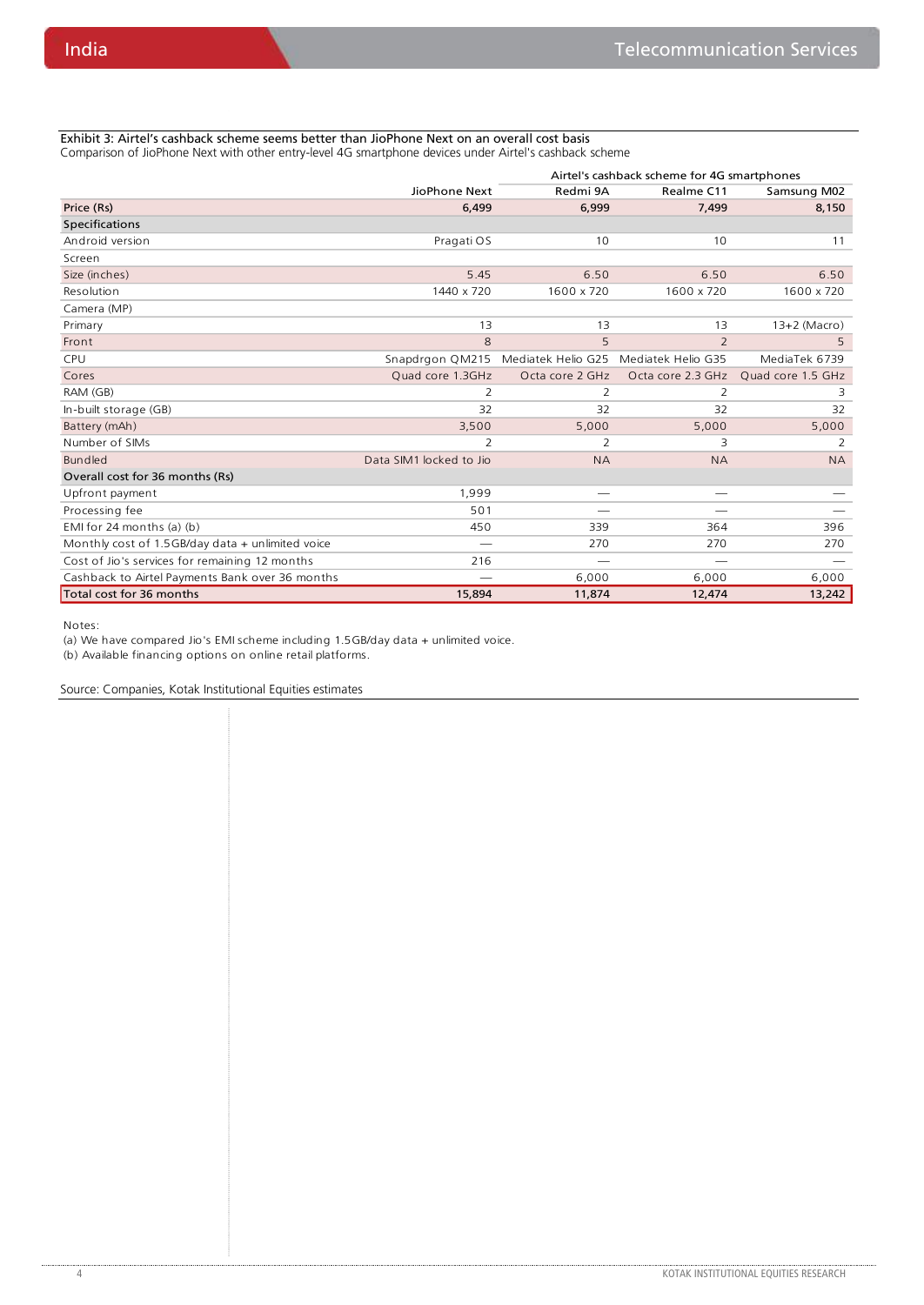**Exhibit 3: Airtel's cashback scheme seems better than JioPhone Next on an overall cost basis**

Comparison of JioPhone Next with other entry-level 4G smartphone devices under Airtel's cashback scheme

| | | Airtel's cashback scheme for 4G smartphones | | |
|---|---|---|---|---|
| | JioPhone Next | Redmi 9A | Realme C11 | Samsung M02 |
| **Price (Rs)** | **6,499** | **6,999** | **7,499** | **8,150** |
| **Specifications** | | | | |
| Android version | Pragati OS | 10 | 10 | 11 |
| Screen | | | | |
| Size (inches) | 5.45 | 6.50 | 6.50 | 6.50 |
| Resolution | 1440 x 720 | 1600 x 720 | 1600 x 720 | 1600 x 720 |
| Camera (MP) | | | | |
| Primary | 13 | 13 | 13 | 13+2 (Macro) |
| Front | 8 | 5 | 2 | 5 |
| CPU | Snapdrgon QM215 | Mediatek Helio G25 | Mediatek Helio G35 | MediaTek 6739 |
| Cores | Quad core 1.3GHz | Octa core 2 GHz | Octa core 2.3 GHz | Quad core 1.5 GHz |
| RAM (GB) | 2 | 2 | 2 | 3 |
| In-built storage (GB) | 32 | 32 | 32 | 32 |
| Battery (mAh) | 3,500 | 5,000 | 5,000 | 5,000 |
| Number of SIMs | 2 | 2 | 3 | 2 |
| Bundled | Data SIM1 locked to Jio | NA | NA | NA |
| **Overall cost for 36 months (Rs)** | | | | |
| Upfront payment | 1,999 | — | — | — |
| Processing fee | 501 | — | — | — |
| EMI for 24 months (a) (b) | 450 | 339 | 364 | 396 |
| Monthly cost of 1.5GB/day data + unlimited voice | — | 270 | 270 | 270 |
| Cost of Jio's services for remaining 12 months | 216 | — | — | — |
| Cashback to Airtel Payments Bank over 36 months | — | 6,000 | 6,000 | 6,000 |
| Total cost for 36 months | 15,894 | 11,874 | 12,474 | 13,242 |

Notes:

(a) We have compared Jio's EMI scheme including 1.5GB/day data + unlimited voice.

(b) Available financing options on online retail platforms.

Source: Companies, Kotak Institutional Equities estimates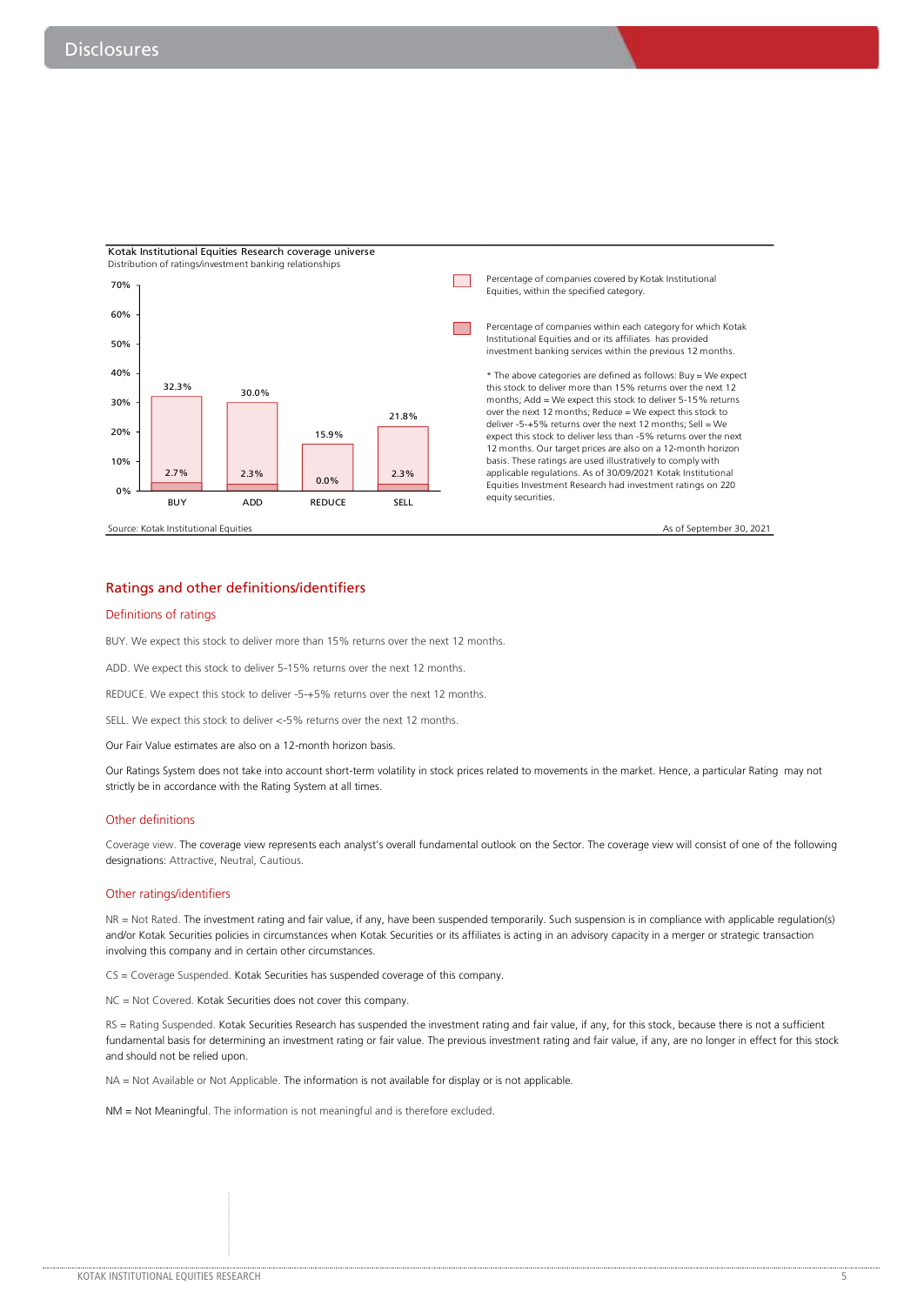# Disclosures

**Kotak Institutional Equities Research coverage universe**

Distribution of ratings/investment banking relationships

| | BUY | ADD | REDUCE | SELL |
|---|---|---|---|---|
| Percentage of companies covered by Kotak Institutional Equities, within the specified category. | 32.3% | 30.0% | 15.9% | 21.8% |
| Percentage of companies within each category for which Kotak Institutional Equities and or its affiliates has provided investment banking services within the previous 12 months. | 2.7% | 2.3% | 0.0% | 2.3% |

\* The above categories are defined as follows: Buy = We expect this stock to deliver more than 15% returns over the next 12 months; Add = We expect this stock to deliver 5-15% returns over the next 12 months; Reduce = We expect this stock to deliver -5-+5% returns over the next 12 months; Sell = We expect this stock to deliver less than -5% returns over the next 12 months. Our target prices are also on a 12-month horizon basis. These ratings are used illustratively to comply with applicable regulations. As of 30/09/2021 Kotak Institutional Equities Investment Research had investment ratings on 220 equity securities.

Source: Kotak Institutional Equities

As of September 30, 2021

## Ratings and other definitions/identifiers

### Definitions of ratings

BUY. We expect this stock to deliver more than 15% returns over the next 12 months.

ADD. We expect this stock to deliver 5-15% returns over the next 12 months.

REDUCE. We expect this stock to deliver -5-+5% returns over the next 12 months.

SELL. We expect this stock to deliver <-5% returns over the next 12 months.

Our Fair Value estimates are also on a 12-month horizon basis.

Our Ratings System does not take into account short-term volatility in stock prices related to movements in the market. Hence, a particular Rating may not strictly be in accordance with the Rating System at all times.

### Other definitions

Coverage view. The coverage view represents each analyst's overall fundamental outlook on the Sector. The coverage view will consist of one of the following designations: Attractive, Neutral, Cautious.

### Other ratings/identifiers

NR = Not Rated. The investment rating and fair value, if any, have been suspended temporarily. Such suspension is in compliance with applicable regulation(s) and/or Kotak Securities policies in circumstances when Kotak Securities or its affiliates is acting in an advisory capacity in a merger or strategic transaction involving this company and in certain other circumstances.

CS = Coverage Suspended. Kotak Securities has suspended coverage of this company.

NC = Not Covered. Kotak Securities does not cover this company.

RS = Rating Suspended. Kotak Securities Research has suspended the investment rating and fair value, if any, for this stock, because there is not a sufficient fundamental basis for determining an investment rating or fair value. The previous investment rating and fair value, if any, are no longer in effect for this stock and should not be relied upon.

NA = Not Available or Not Applicable. The information is not available for display or is not applicable.

NM = Not Meaningful. The information is not meaningful and is therefore excluded.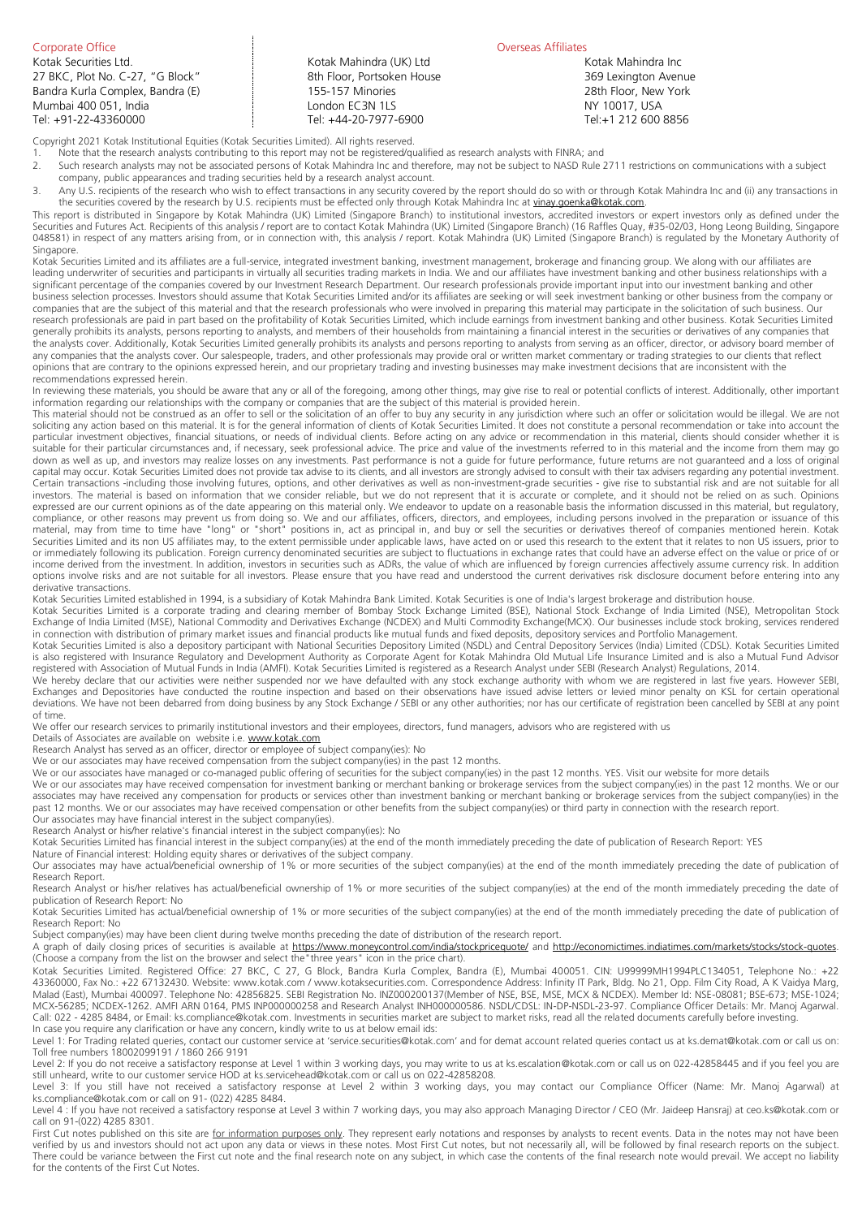Corporate Office

Kotak Securities Ltd.
27 BKC, Plot No. C-27, "G Block"
Bandra Kurla Complex, Bandra (E)
Mumbai 400 051, India
Tel: +91-22-43360000

Overseas Affiliates

Kotak Mahindra (UK) Ltd
8th Floor, Portsoken House
155-157 Minories
London EC3N 1LS
Tel: +44-20-7977-6900

Kotak Mahindra Inc
369 Lexington Avenue
28th Floor, New York
NY 10017, USA
Tel:+1 212 600 8856

Copyright 2021 Kotak Institutional Equities (Kotak Securities Limited). All rights reserved.

1. Note that the research analysts contributing to this report may not be registered/qualified as research analysts with FINRA; and
2. Such research analysts may not be associated persons of Kotak Mahindra Inc and therefore, may not be subject to NASD Rule 2711 restrictions on communications with a subject company, public appearances and trading securities held by a research analyst account.
3. Any U.S. recipients of the research who wish to effect transactions in any security covered by the report should do so with or through Kotak Mahindra Inc and (ii) any transactions in the securities covered by the research by U.S. recipients must be effected only through Kotak Mahindra Inc at vinay.goenka@kotak.com.

This report is distributed in Singapore by Kotak Mahindra (UK) Limited (Singapore Branch) to institutional investors, accredited investors or expert investors only as defined under the Securities and Futures Act. Recipients of this analysis / report are to contact Kotak Mahindra (UK) Limited (Singapore Branch) (16 Raffles Quay, #35-02/03, Hong Leong Building, Singapore 048581) in respect of any matters arising from, or in connection with, this analysis / report. Kotak Mahindra (UK) Limited (Singapore Branch) is regulated by the Monetary Authority of Singapore.

Kotak Securities Limited and its affiliates are a full-service, integrated investment banking, investment management, brokerage and financing group. We along with our affiliates are leading underwriter of securities and participants in virtually all securities trading markets in India. We and our affiliates have investment banking and other business relationships with a significant percentage of the companies covered by our Investment Research Department. Our research professionals provide important input into our investment banking and other business selection processes. Investors should assume that Kotak Securities Limited and/or its affiliates are seeking or will seek investment banking or other business from the company or companies that are the subject of this material and that the research professionals who were involved in preparing this material may participate in the solicitation of such business. Our research professionals are paid in part based on the profitability of Kotak Securities Limited, which include earnings from investment banking and other business. Kotak Securities Limited generally prohibits its analysts, persons reporting to analysts, and members of their households from maintaining a financial interest in the securities or derivatives of any companies that the analysts cover. Additionally, Kotak Securities Limited generally prohibits its analysts and persons reporting to analysts from serving as an officer, director, or advisory board member of any companies that the analysts cover. Our salespeople, traders, and other professionals may provide oral or written market commentary or trading strategies to our clients that reflect opinions that are contrary to the opinions expressed herein, and our proprietary trading and investing businesses may make investment decisions that are inconsistent with the recommendations expressed herein.

In reviewing these materials, you should be aware that any or all of the foregoing, among other things, may give rise to real or potential conflicts of interest. Additionally, other important information regarding our relationships with the company or companies that are the subject of this material is provided herein.

This material should not be construed as an offer to sell or the solicitation of an offer to buy any security in any jurisdiction where such an offer or solicitation would be illegal. We are not soliciting any action based on this material. It is for the general information of clients of Kotak Securities Limited. It does not constitute a personal recommendation or take into account the particular investment objectives, financial situations, or needs of individual clients. Before acting on any advice or recommendation in this material, clients should consider whether it is suitable for their particular circumstances and, if necessary, seek professional advice. The price and value of the investments referred to in this material and the income from them may go down as well as up, and investors may realize losses on any investments. Past performance is not a guide for future performance, future returns are not guaranteed and a loss of original capital may occur. Kotak Securities Limited does not provide tax advise to its clients, and all investors are strongly advised to consult with their tax advisers regarding any potential investment. Certain transactions -including those involving futures, options, and other derivatives as well as non-investment-grade securities - give rise to substantial risk and are not suitable for all investors. The material is based on information that we consider reliable, but we do not represent that it is accurate or complete, and it should not be relied on as such. Opinions expressed are our current opinions as of the date appearing on this material only. We endeavor to update on a reasonable basis the information discussed in this material, but regulatory, compliance, or other reasons may prevent us from doing so. We and our affiliates, officers, directors, and employees, including persons involved in the preparation or issuance of this material, may from time to time have "long" or "short" positions in, act as principal in, and buy or sell the securities or derivatives thereof of companies mentioned herein. Kotak Securities Limited and its non US affiliates may, to the extent permissible under applicable laws, have acted on or used this research to the extent that it relates to non US issuers, prior to or immediately following its publication. Foreign currency denominated securities are subject to fluctuations in exchange rates that could have an adverse effect on the value or price of or income derived from the investment. In addition, investors in securities such as ADRs, the value of which are influenced by foreign currencies affectively assume currency risk. In addition options involve risks and are not suitable for all investors. Please ensure that you have read and understood the current derivatives risk disclosure document before entering into any derivative transactions.

Kotak Securities Limited established in 1994, is a subsidiary of Kotak Mahindra Bank Limited. Kotak Securities is one of India's largest brokerage and distribution house.

Kotak Securities Limited is a corporate trading and clearing member of Bombay Stock Exchange Limited (BSE), National Stock Exchange of India Limited (NSE), Metropolitan Stock Exchange of India Limited (MSE), National Commodity and Derivatives Exchange (NCDEX) and Multi Commodity Exchange(MCX). Our businesses include stock broking, services rendered in connection with distribution of primary market issues and financial products like mutual funds and fixed deposits, depository services and Portfolio Management.

Kotak Securities Limited is also a depository participant with National Securities Depository Limited (NSDL) and Central Depository Services (India) Limited (CDSL). Kotak Securities Limited is also registered with Insurance Regulatory and Development Authority as Corporate Agent for Kotak Mahindra Old Mutual Life Insurance Limited and is also a Mutual Fund Advisor registered with Association of Mutual Funds in India (AMFI). Kotak Securities Limited is registered as a Research Analyst under SEBI (Research Analyst) Regulations, 2014.

We hereby declare that our activities were neither suspended nor we have defaulted with any stock exchange authority with whom we are registered in last five years. However SEBI, Exchanges and Depositories have conducted the routine inspection and based on their observations have issued advise letters or levied minor penalty on KSL for certain operational deviations. We have not been debarred from doing business by any Stock Exchange / SEBI or any other authorities; nor has our certificate of registration been cancelled by SEBI at any point of time.

We offer our research services to primarily institutional investors and their employees, directors, fund managers, advisors who are registered with us

Details of Associates are available on website i.e. www.kotak.com

Research Analyst has served as an officer, director or employee of subject company(ies): No

We or our associates may have received compensation from the subject company(ies) in the past 12 months.

We or our associates have managed or co-managed public offering of securities for the subject company(ies) in the past 12 months. YES. Visit our website for more details

We or our associates may have received compensation for investment banking or merchant banking or brokerage services from the subject company(ies) in the past 12 months. We or our associates may have received any compensation for products or services other than investment banking or merchant banking or brokerage services from the subject company(ies) in the past 12 months. We or our associates may have received compensation or other benefits from the subject company(ies) or third party in connection with the research report.

Our associates may have financial interest in the subject company(ies).

Research Analyst or his/her relative's financial interest in the subject company(ies): No

Kotak Securities Limited has financial interest in the subject company(ies) at the end of the month immediately preceding the date of publication of Research Report: YES

Nature of Financial interest: Holding equity shares or derivatives of the subject company.

Our associates may have actual/beneficial ownership of 1% or more securities of the subject company(ies) at the end of the month immediately preceding the date of publication of Research Report.

Research Analyst or his/her relatives has actual/beneficial ownership of 1% or more securities of the subject company(ies) at the end of the month immediately preceding the date of publication of Research Report: No

Kotak Securities Limited has actual/beneficial ownership of 1% or more securities of the subject company(ies) at the end of the month immediately preceding the date of publication of Research Report: No

Subject company(ies) may have been client during twelve months preceding the date of distribution of the research report.

A graph of daily closing prices of securities is available at https://www.moneycontrol.com/india/stockpricequote/ and http://economictimes.indiatimes.com/markets/stocks/stock-quotes. (Choose a company from the list on the browser and select the "three years" icon in the price chart).

Kotak Securities Limited. Registered Office: 27 BKC, C 27, G Block, Bandra Kurla Complex, Bandra (E), Mumbai 400051. CIN: U99999MH1994PLC134051, Telephone No.: +22 43360000, Fax No.: +22 67132430. Website: www.kotak.com / www.kotaksecurities.com. Correspondence Address: Infinity IT Park, Bldg. No 21, Opp. Film City Road, A K Vaidya Marg, Malad (East), Mumbai 400097. Telephone No: 42856825. SEBI Registration No. INZ000200137(Member of NSE, BSE, MSE, MCX & NCDEX). Member Id: NSE-08081; BSE-673; MSE-1024; MCX-56285; NCDEX-1262. AMFI ARN 0164, PMS INP000000258 and Research Analyst INH000000586. NSDL/CDSL: IN-DP-NSDL-23-97. Compliance Officer Details: Mr. Manoj Agarwal. Call: 022 - 4285 8484, or Email: ks.compliance@kotak.com. Investments in securities market are subject to market risks, read all the related documents carefully before investing.

In case you require any clarification or have any concern, kindly write to us at below email ids:

Level 1: For Trading related queries, contact our customer service at 'service.securities@kotak.com' and for demat account related queries contact us at ks.demat@kotak.com or call us on: Toll free numbers 18002099191 / 1860 266 9191

Level 2: If you do not receive a satisfactory response at Level 1 within 3 working days, you may write to us at ks.escalation@kotak.com or call us on 022-42858445 and if you feel you are still unheard, write to our customer service HOD at ks.servicehead@kotak.com or call us on 022-42858208.

Level 3: If you still have not received a satisfactory response at Level 2 within 3 working days, you may contact our Compliance Officer (Name: Mr. Manoj Agarwal) at ks.compliance@kotak.com or call on 91- (022) 4285 8484.

Level 4 : If you have not received a satisfactory response at Level 3 within 7 working days, you may also approach Managing Director / CEO (Mr. Jaideep Hansraj) at ceo.ks@kotak.com or call on 91-(022) 4285 8301.

First Cut notes published on this site are for information purposes only. They represent early notations and responses by analysts to recent events. Data in the notes may not have been verified by us and investors should not act upon any data or views in these notes. Most First Cut notes, but not necessarily all, will be followed by final research reports on the subject. There could be variance between the First cut note and the final research note on any subject, in which case the contents of the final research note would prevail. We accept no liability for the contents of the First Cut Notes.